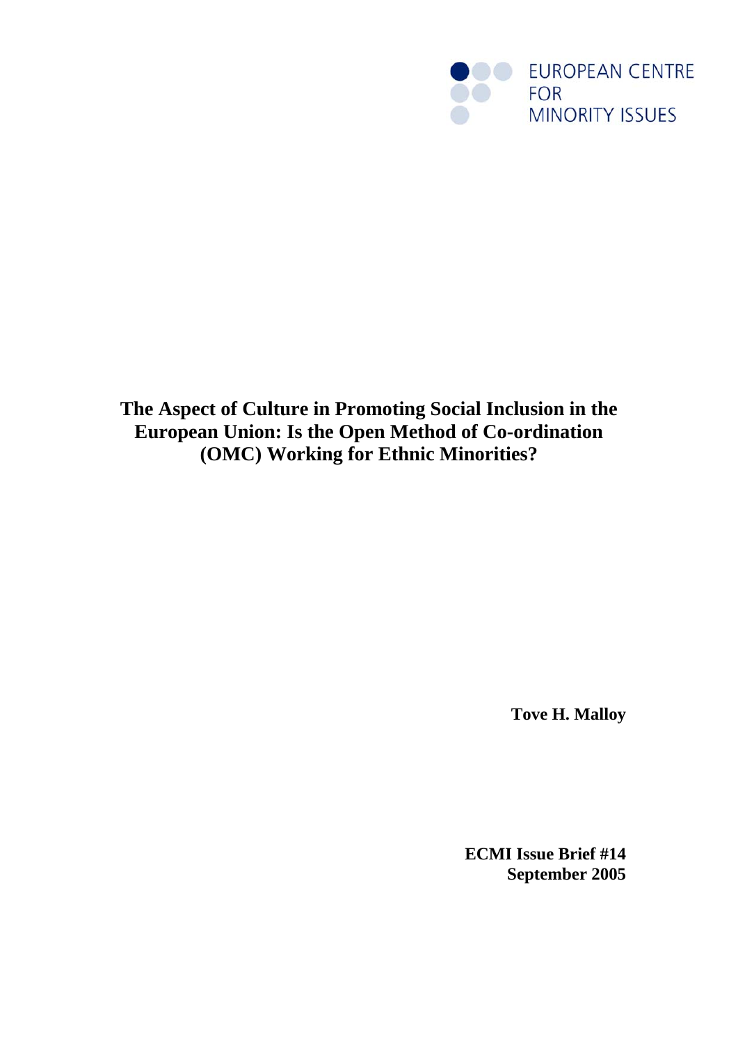EUROPEAN CENTRE FOR MINORITY ISSUES

# The Aspect of Culture in Promoting Social Inclusion in the European Union: Is the Open Method of Co-ordination (OMC) Working for Ethnic Minorities?

**Tove H. Malloy**

**ECMI Issue Brief #14**
**September 2005**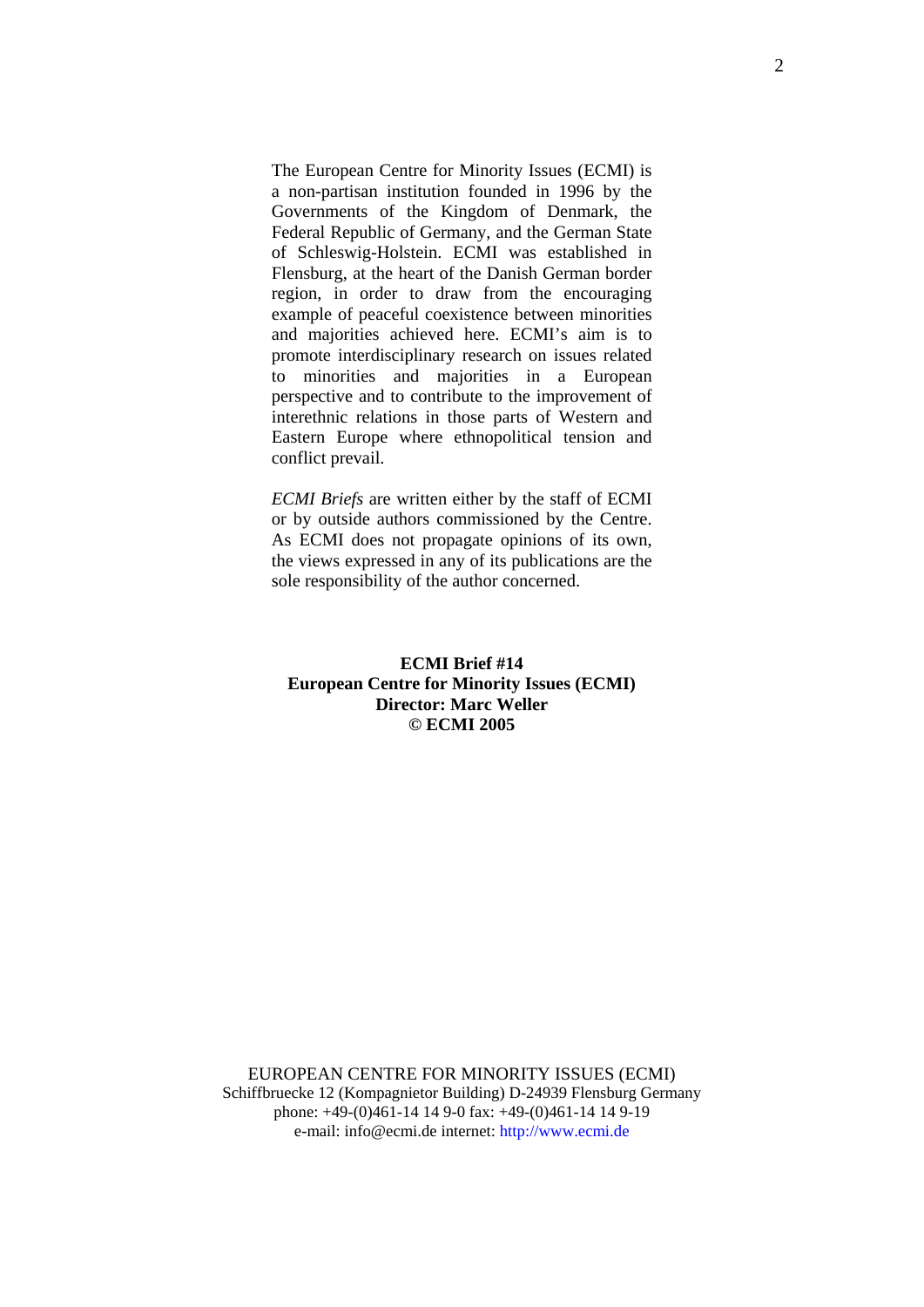The European Centre for Minority Issues (ECMI) is a non-partisan institution founded in 1996 by the Governments of the Kingdom of Denmark, the Federal Republic of Germany, and the German State of Schleswig-Holstein. ECMI was established in Flensburg, at the heart of the Danish German border region, in order to draw from the encouraging example of peaceful coexistence between minorities and majorities achieved here. ECMI's aim is to promote interdisciplinary research on issues related to minorities and majorities in a European perspective and to contribute to the improvement of interethnic relations in those parts of Western and Eastern Europe where ethnopolitical tension and conflict prevail.

*ECMI Briefs* are written either by the staff of ECMI or by outside authors commissioned by the Centre. As ECMI does not propagate opinions of its own, the views expressed in any of its publications are the sole responsibility of the author concerned.

**ECMI Brief #14**
**European Centre for Minority Issues (ECMI)**
**Director: Marc Weller**
**© ECMI 2005**

EUROPEAN CENTRE FOR MINORITY ISSUES (ECMI)
Schiffbruecke 12 (Kompagnietor Building) D-24939 Flensburg Germany
phone: +49-(0)461-14 14 9-0 fax: +49-(0)461-14 14 9-19
e-mail: info@ecmi.de internet: http://www.ecmi.de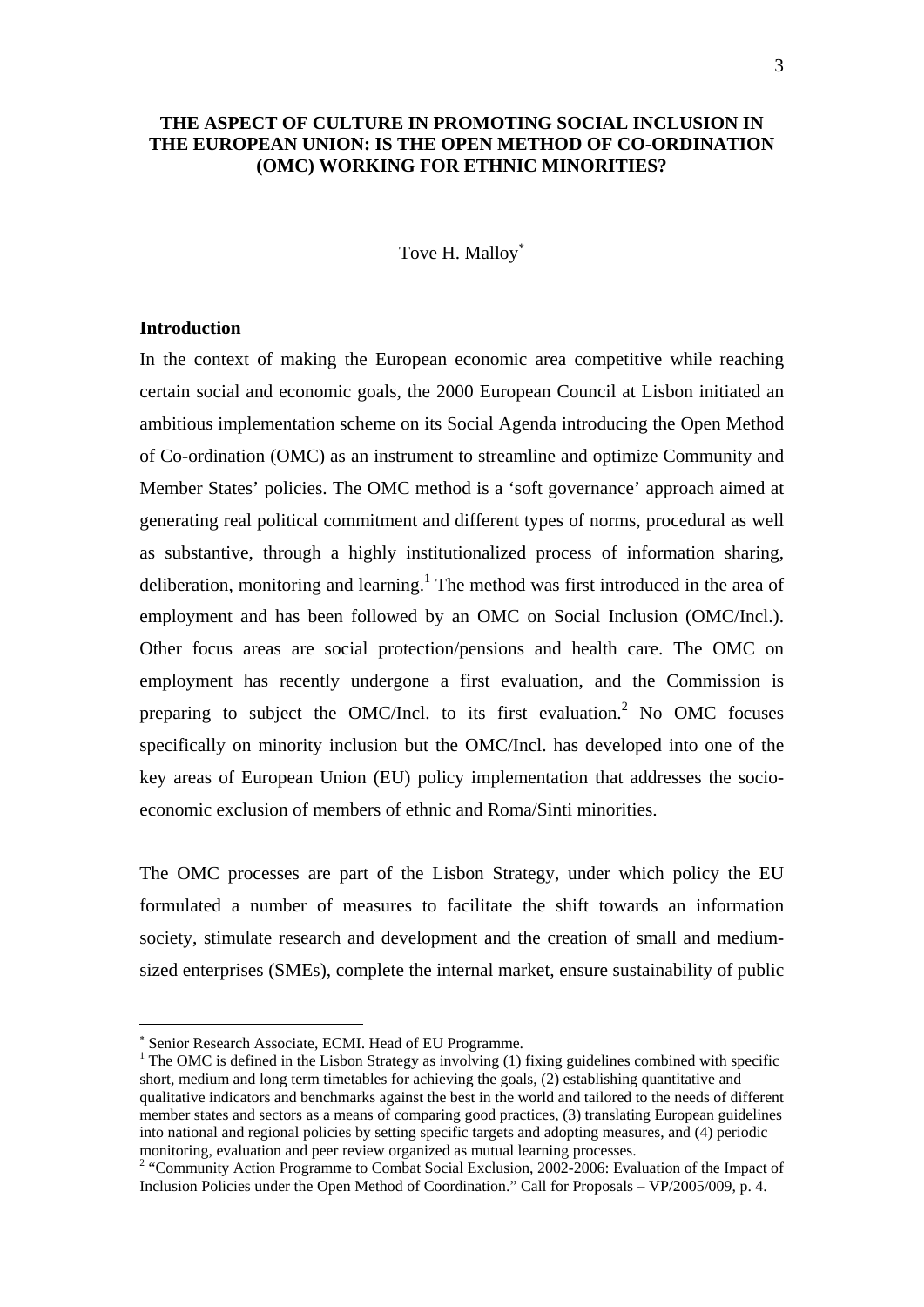# THE ASPECT OF CULTURE IN PROMOTING SOCIAL INCLUSION IN THE EUROPEAN UNION: IS THE OPEN METHOD OF CO-ORDINATION (OMC) WORKING FOR ETHNIC MINORITIES?

Tove H. Malloy[*]

## Introduction

In the context of making the European economic area competitive while reaching certain social and economic goals, the 2000 European Council at Lisbon initiated an ambitious implementation scheme on its Social Agenda introducing the Open Method of Co-ordination (OMC) as an instrument to streamline and optimize Community and Member States' policies. The OMC method is a 'soft governance' approach aimed at generating real political commitment and different types of norms, procedural as well as substantive, through a highly institutionalized process of information sharing, deliberation, monitoring and learning.[1] The method was first introduced in the area of employment and has been followed by an OMC on Social Inclusion (OMC/Incl.). Other focus areas are social protection/pensions and health care. The OMC on employment has recently undergone a first evaluation, and the Commission is preparing to subject the OMC/Incl. to its first evaluation.[2] No OMC focuses specifically on minority inclusion but the OMC/Incl. has developed into one of the key areas of European Union (EU) policy implementation that addresses the socio-economic exclusion of members of ethnic and Roma/Sinti minorities.

The OMC processes are part of the Lisbon Strategy, under which policy the EU formulated a number of measures to facilitate the shift towards an information society, stimulate research and development and the creation of small and medium-sized enterprises (SMEs), complete the internal market, ensure sustainability of public

---

[*] Senior Research Associate, ECMI. Head of EU Programme.

[1] The OMC is defined in the Lisbon Strategy as involving (1) fixing guidelines combined with specific short, medium and long term timetables for achieving the goals, (2) establishing quantitative and qualitative indicators and benchmarks against the best in the world and tailored to the needs of different member states and sectors as a means of comparing good practices, (3) translating European guidelines into national and regional policies by setting specific targets and adopting measures, and (4) periodic monitoring, evaluation and peer review organized as mutual learning processes.

[2] "Community Action Programme to Combat Social Exclusion, 2002-2006: Evaluation of the Impact of Inclusion Policies under the Open Method of Coordination." Call for Proposals – VP/2005/009, p. 4.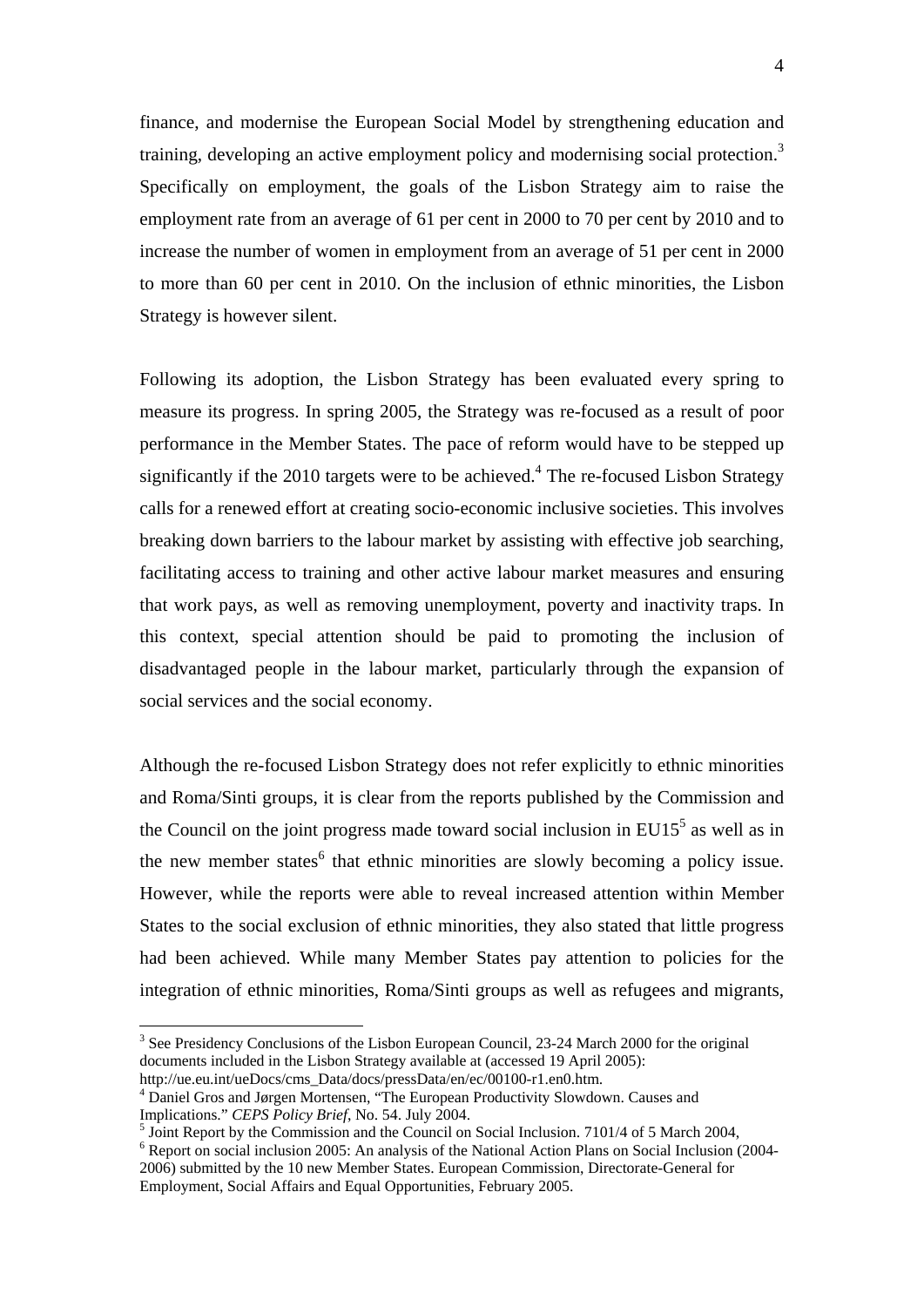finance, and modernise the European Social Model by strengthening education and training, developing an active employment policy and modernising social protection.[3] Specifically on employment, the goals of the Lisbon Strategy aim to raise the employment rate from an average of 61 per cent in 2000 to 70 per cent by 2010 and to increase the number of women in employment from an average of 51 per cent in 2000 to more than 60 per cent in 2010. On the inclusion of ethnic minorities, the Lisbon Strategy is however silent.

Following its adoption, the Lisbon Strategy has been evaluated every spring to measure its progress. In spring 2005, the Strategy was re-focused as a result of poor performance in the Member States. The pace of reform would have to be stepped up significantly if the 2010 targets were to be achieved.[4] The re-focused Lisbon Strategy calls for a renewed effort at creating socio-economic inclusive societies. This involves breaking down barriers to the labour market by assisting with effective job searching, facilitating access to training and other active labour market measures and ensuring that work pays, as well as removing unemployment, poverty and inactivity traps. In this context, special attention should be paid to promoting the inclusion of disadvantaged people in the labour market, particularly through the expansion of social services and the social economy.

Although the re-focused Lisbon Strategy does not refer explicitly to ethnic minorities and Roma/Sinti groups, it is clear from the reports published by the Commission and the Council on the joint progress made toward social inclusion in EU15[5] as well as in the new member states[6] that ethnic minorities are slowly becoming a policy issue. However, while the reports were able to reveal increased attention within Member States to the social exclusion of ethnic minorities, they also stated that little progress had been achieved. While many Member States pay attention to policies for the integration of ethnic minorities, Roma/Sinti groups as well as refugees and migrants,

---

[3] See Presidency Conclusions of the Lisbon European Council, 23-24 March 2000 for the original documents included in the Lisbon Strategy available at (accessed 19 April 2005): http://ue.eu.int/ueDocs/cms_Data/docs/pressData/en/ec/00100-r1.en0.htm.

[4] Daniel Gros and Jørgen Mortensen, "The European Productivity Slowdown. Causes and Implications." *CEPS Policy Brief*, No. 54. July 2004.

[5] Joint Report by the Commission and the Council on Social Inclusion. 7101/4 of 5 March 2004,

[6] Report on social inclusion 2005: An analysis of the National Action Plans on Social Inclusion (2004-2006) submitted by the 10 new Member States. European Commission, Directorate-General for Employment, Social Affairs and Equal Opportunities, February 2005.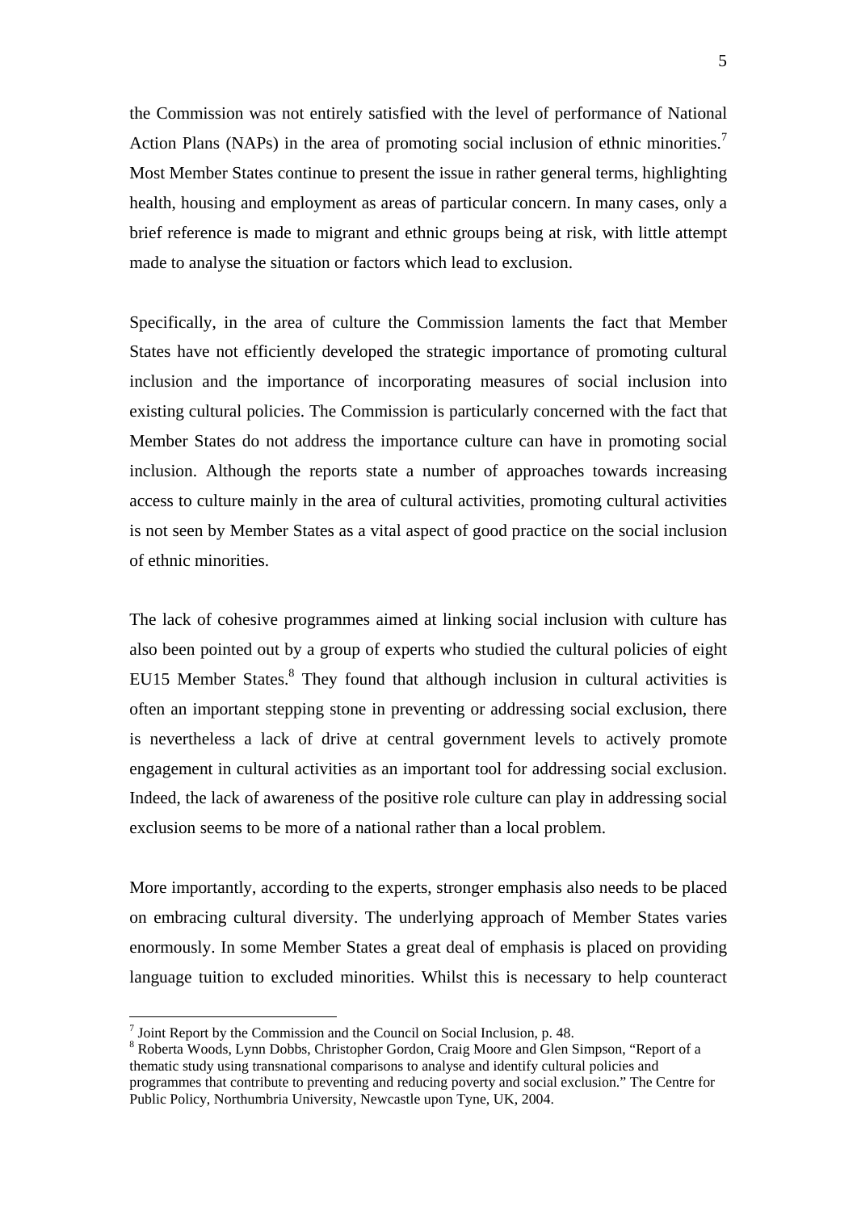the Commission was not entirely satisfied with the level of performance of National Action Plans (NAPs) in the area of promoting social inclusion of ethnic minorities.[7] Most Member States continue to present the issue in rather general terms, highlighting health, housing and employment as areas of particular concern. In many cases, only a brief reference is made to migrant and ethnic groups being at risk, with little attempt made to analyse the situation or factors which lead to exclusion.

Specifically, in the area of culture the Commission laments the fact that Member States have not efficiently developed the strategic importance of promoting cultural inclusion and the importance of incorporating measures of social inclusion into existing cultural policies. The Commission is particularly concerned with the fact that Member States do not address the importance culture can have in promoting social inclusion. Although the reports state a number of approaches towards increasing access to culture mainly in the area of cultural activities, promoting cultural activities is not seen by Member States as a vital aspect of good practice on the social inclusion of ethnic minorities.

The lack of cohesive programmes aimed at linking social inclusion with culture has also been pointed out by a group of experts who studied the cultural policies of eight EU15 Member States.[8] They found that although inclusion in cultural activities is often an important stepping stone in preventing or addressing social exclusion, there is nevertheless a lack of drive at central government levels to actively promote engagement in cultural activities as an important tool for addressing social exclusion. Indeed, the lack of awareness of the positive role culture can play in addressing social exclusion seems to be more of a national rather than a local problem.

More importantly, according to the experts, stronger emphasis also needs to be placed on embracing cultural diversity. The underlying approach of Member States varies enormously. In some Member States a great deal of emphasis is placed on providing language tuition to excluded minorities. Whilst this is necessary to help counteract

---

[7] Joint Report by the Commission and the Council on Social Inclusion, p. 48.

[8] Roberta Woods, Lynn Dobbs, Christopher Gordon, Craig Moore and Glen Simpson, "Report of a thematic study using transnational comparisons to analyse and identify cultural policies and programmes that contribute to preventing and reducing poverty and social exclusion." The Centre for Public Policy, Northumbria University, Newcastle upon Tyne, UK, 2004.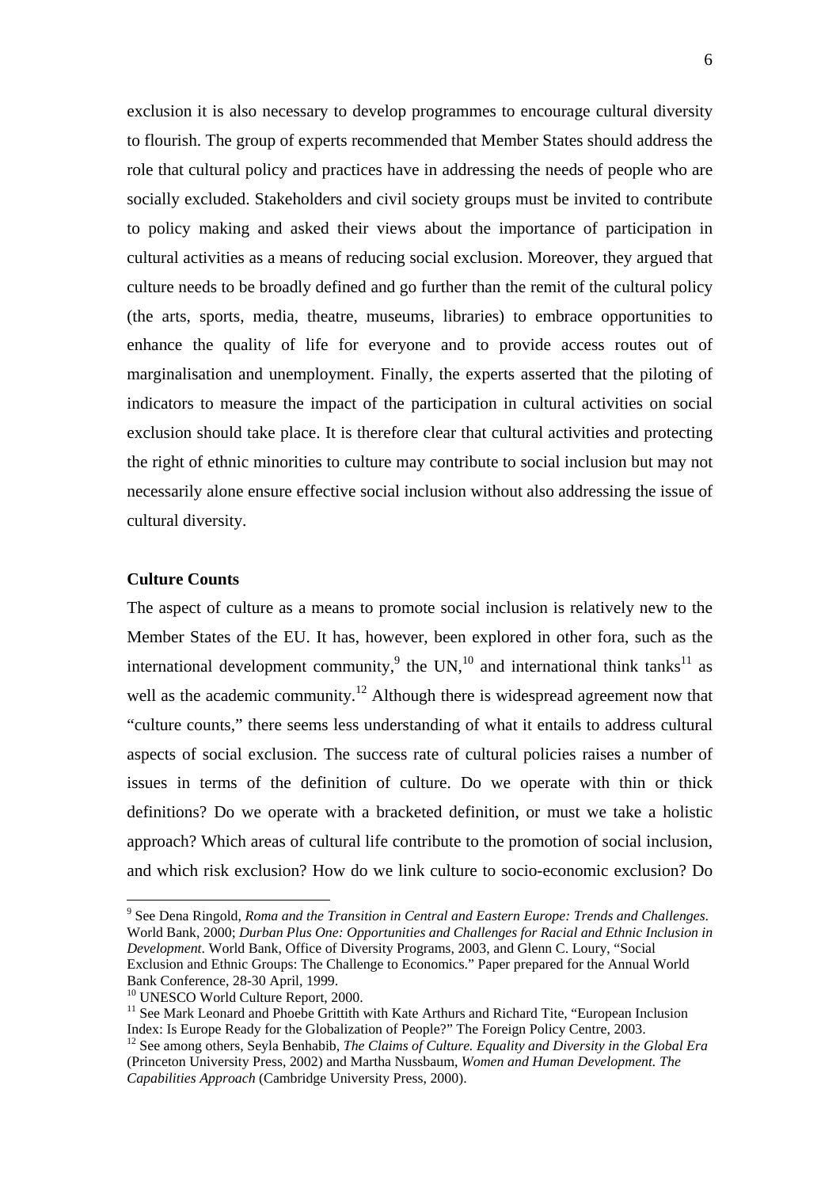exclusion it is also necessary to develop programmes to encourage cultural diversity to flourish. The group of experts recommended that Member States should address the role that cultural policy and practices have in addressing the needs of people who are socially excluded. Stakeholders and civil society groups must be invited to contribute to policy making and asked their views about the importance of participation in cultural activities as a means of reducing social exclusion. Moreover, they argued that culture needs to be broadly defined and go further than the remit of the cultural policy (the arts, sports, media, theatre, museums, libraries) to embrace opportunities to enhance the quality of life for everyone and to provide access routes out of marginalisation and unemployment. Finally, the experts asserted that the piloting of indicators to measure the impact of the participation in cultural activities on social exclusion should take place. It is therefore clear that cultural activities and protecting the right of ethnic minorities to culture may contribute to social inclusion but may not necessarily alone ensure effective social inclusion without also addressing the issue of cultural diversity.

**Culture Counts**

The aspect of culture as a means to promote social inclusion is relatively new to the Member States of the EU. It has, however, been explored in other fora, such as the international development community,[9] the UN,[10] and international think tanks[11] as well as the academic community.[12] Although there is widespread agreement now that "culture counts," there seems less understanding of what it entails to address cultural aspects of social exclusion. The success rate of cultural policies raises a number of issues in terms of the definition of culture. Do we operate with thin or thick definitions? Do we operate with a bracketed definition, or must we take a holistic approach? Which areas of cultural life contribute to the promotion of social inclusion, and which risk exclusion? How do we link culture to socio-economic exclusion? Do

---

[9] See Dena Ringold, *Roma and the Transition in Central and Eastern Europe: Trends and Challenges*. World Bank, 2000; *Durban Plus One: Opportunities and Challenges for Racial and Ethnic Inclusion in Development*. World Bank, Office of Diversity Programs, 2003, and Glenn C. Loury, "Social Exclusion and Ethnic Groups: The Challenge to Economics." Paper prepared for the Annual World Bank Conference, 28-30 April, 1999.

[10] UNESCO World Culture Report, 2000.

[11] See Mark Leonard and Phoebe Grittith with Kate Arthurs and Richard Tite, "European Inclusion Index: Is Europe Ready for the Globalization of People?" The Foreign Policy Centre, 2003.

[12] See among others, Seyla Benhabib, *The Claims of Culture. Equality and Diversity in the Global Era* (Princeton University Press, 2002) and Martha Nussbaum, *Women and Human Development. The Capabilities Approach* (Cambridge University Press, 2000).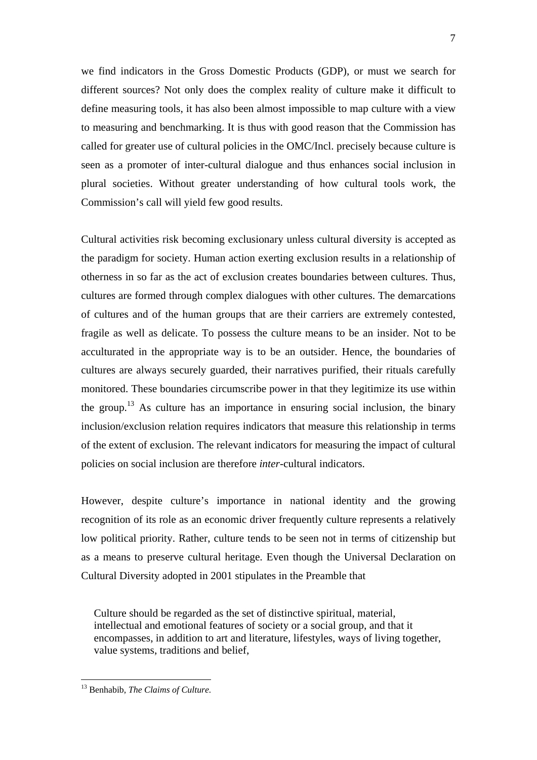we find indicators in the Gross Domestic Products (GDP), or must we search for different sources? Not only does the complex reality of culture make it difficult to define measuring tools, it has also been almost impossible to map culture with a view to measuring and benchmarking. It is thus with good reason that the Commission has called for greater use of cultural policies in the OMC/Incl. precisely because culture is seen as a promoter of inter-cultural dialogue and thus enhances social inclusion in plural societies. Without greater understanding of how cultural tools work, the Commission's call will yield few good results.

Cultural activities risk becoming exclusionary unless cultural diversity is accepted as the paradigm for society. Human action exerting exclusion results in a relationship of otherness in so far as the act of exclusion creates boundaries between cultures. Thus, cultures are formed through complex dialogues with other cultures. The demarcations of cultures and of the human groups that are their carriers are extremely contested, fragile as well as delicate. To possess the culture means to be an insider. Not to be acculturated in the appropriate way is to be an outsider. Hence, the boundaries of cultures are always securely guarded, their narratives purified, their rituals carefully monitored. These boundaries circumscribe power in that they legitimize its use within the group.[13] As culture has an importance in ensuring social inclusion, the binary inclusion/exclusion relation requires indicators that measure this relationship in terms of the extent of exclusion. The relevant indicators for measuring the impact of cultural policies on social inclusion are therefore *inter*-cultural indicators.

However, despite culture's importance in national identity and the growing recognition of its role as an economic driver frequently culture represents a relatively low political priority. Rather, culture tends to be seen not in terms of citizenship but as a means to preserve cultural heritage. Even though the Universal Declaration on Cultural Diversity adopted in 2001 stipulates in the Preamble that

> Culture should be regarded as the set of distinctive spiritual, material, intellectual and emotional features of society or a social group, and that it encompasses, in addition to art and literature, lifestyles, ways of living together, value systems, traditions and belief,

[13] Benhabib, *The Claims of Culture.*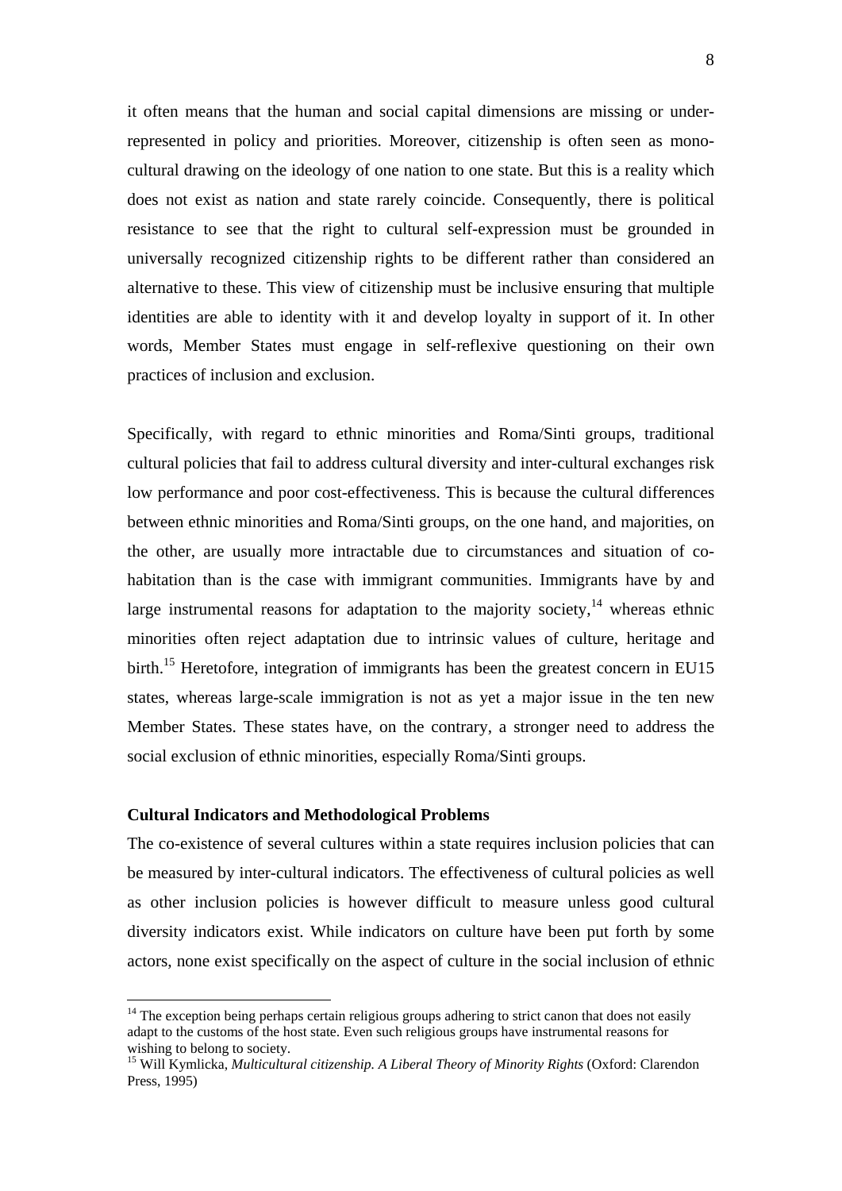it often means that the human and social capital dimensions are missing or under-represented in policy and priorities. Moreover, citizenship is often seen as mono-cultural drawing on the ideology of one nation to one state. But this is a reality which does not exist as nation and state rarely coincide. Consequently, there is political resistance to see that the right to cultural self-expression must be grounded in universally recognized citizenship rights to be different rather than considered an alternative to these. This view of citizenship must be inclusive ensuring that multiple identities are able to identity with it and develop loyalty in support of it. In other words, Member States must engage in self-reflexive questioning on their own practices of inclusion and exclusion.

Specifically, with regard to ethnic minorities and Roma/Sinti groups, traditional cultural policies that fail to address cultural diversity and inter-cultural exchanges risk low performance and poor cost-effectiveness. This is because the cultural differences between ethnic minorities and Roma/Sinti groups, on the one hand, and majorities, on the other, are usually more intractable due to circumstances and situation of co-habitation than is the case with immigrant communities. Immigrants have by and large instrumental reasons for adaptation to the majority society,[14] whereas ethnic minorities often reject adaptation due to intrinsic values of culture, heritage and birth.[15] Heretofore, integration of immigrants has been the greatest concern in EU15 states, whereas large-scale immigration is not as yet a major issue in the ten new Member States. These states have, on the contrary, a stronger need to address the social exclusion of ethnic minorities, especially Roma/Sinti groups.

**Cultural Indicators and Methodological Problems**

The co-existence of several cultures within a state requires inclusion policies that can be measured by inter-cultural indicators. The effectiveness of cultural policies as well as other inclusion policies is however difficult to measure unless good cultural diversity indicators exist. While indicators on culture have been put forth by some actors, none exist specifically on the aspect of culture in the social inclusion of ethnic

---

[14] The exception being perhaps certain religious groups adhering to strict canon that does not easily adapt to the customs of the host state. Even such religious groups have instrumental reasons for wishing to belong to society.

[15] Will Kymlicka, *Multicultural citizenship. A Liberal Theory of Minority Rights* (Oxford: Clarendon Press, 1995)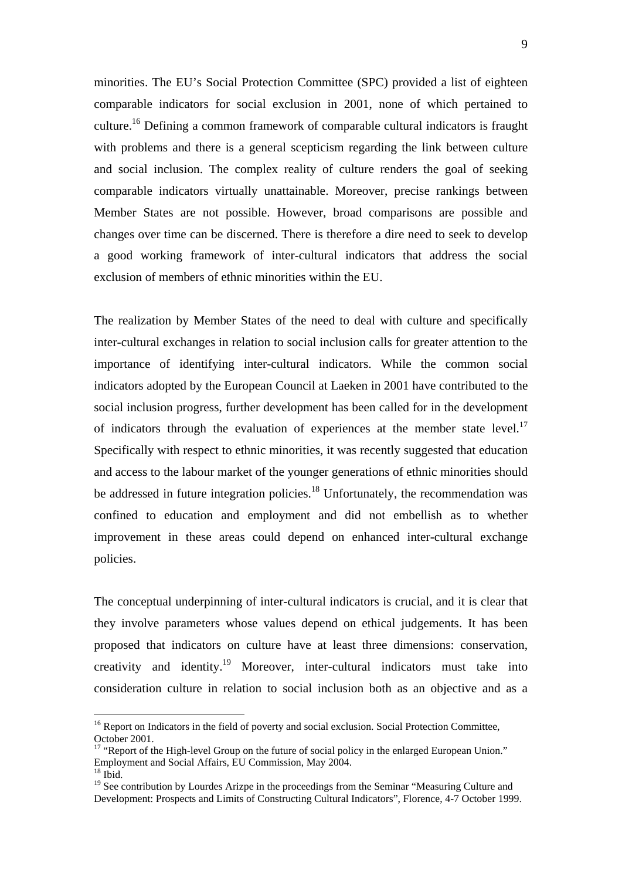minorities. The EU's Social Protection Committee (SPC) provided a list of eighteen comparable indicators for social exclusion in 2001, none of which pertained to culture.[16] Defining a common framework of comparable cultural indicators is fraught with problems and there is a general scepticism regarding the link between culture and social inclusion. The complex reality of culture renders the goal of seeking comparable indicators virtually unattainable. Moreover, precise rankings between Member States are not possible. However, broad comparisons are possible and changes over time can be discerned. There is therefore a dire need to seek to develop a good working framework of inter-cultural indicators that address the social exclusion of members of ethnic minorities within the EU.

The realization by Member States of the need to deal with culture and specifically inter-cultural exchanges in relation to social inclusion calls for greater attention to the importance of identifying inter-cultural indicators. While the common social indicators adopted by the European Council at Laeken in 2001 have contributed to the social inclusion progress, further development has been called for in the development of indicators through the evaluation of experiences at the member state level.[17] Specifically with respect to ethnic minorities, it was recently suggested that education and access to the labour market of the younger generations of ethnic minorities should be addressed in future integration policies.[18] Unfortunately, the recommendation was confined to education and employment and did not embellish as to whether improvement in these areas could depend on enhanced inter-cultural exchange policies.

The conceptual underpinning of inter-cultural indicators is crucial, and it is clear that they involve parameters whose values depend on ethical judgements. It has been proposed that indicators on culture have at least three dimensions: conservation, creativity and identity.[19] Moreover, inter-cultural indicators must take into consideration culture in relation to social inclusion both as an objective and as a

---

[16] Report on Indicators in the field of poverty and social exclusion. Social Protection Committee, October 2001.

[17] "Report of the High-level Group on the future of social policy in the enlarged European Union." Employment and Social Affairs, EU Commission, May 2004.

[18] Ibid.

[19] See contribution by Lourdes Arizpe in the proceedings from the Seminar "Measuring Culture and Development: Prospects and Limits of Constructing Cultural Indicators", Florence, 4-7 October 1999.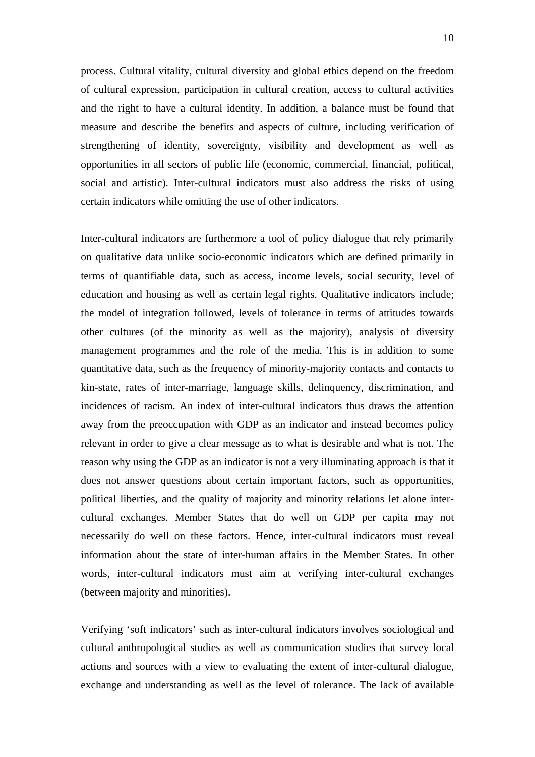process. Cultural vitality, cultural diversity and global ethics depend on the freedom of cultural expression, participation in cultural creation, access to cultural activities and the right to have a cultural identity. In addition, a balance must be found that measure and describe the benefits and aspects of culture, including verification of strengthening of identity, sovereignty, visibility and development as well as opportunities in all sectors of public life (economic, commercial, financial, political, social and artistic). Inter-cultural indicators must also address the risks of using certain indicators while omitting the use of other indicators.

Inter-cultural indicators are furthermore a tool of policy dialogue that rely primarily on qualitative data unlike socio-economic indicators which are defined primarily in terms of quantifiable data, such as access, income levels, social security, level of education and housing as well as certain legal rights. Qualitative indicators include; the model of integration followed, levels of tolerance in terms of attitudes towards other cultures (of the minority as well as the majority), analysis of diversity management programmes and the role of the media. This is in addition to some quantitative data, such as the frequency of minority-majority contacts and contacts to kin-state, rates of inter-marriage, language skills, delinquency, discrimination, and incidences of racism. An index of inter-cultural indicators thus draws the attention away from the preoccupation with GDP as an indicator and instead becomes policy relevant in order to give a clear message as to what is desirable and what is not. The reason why using the GDP as an indicator is not a very illuminating approach is that it does not answer questions about certain important factors, such as opportunities, political liberties, and the quality of majority and minority relations let alone inter-cultural exchanges. Member States that do well on GDP per capita may not necessarily do well on these factors. Hence, inter-cultural indicators must reveal information about the state of inter-human affairs in the Member States. In other words, inter-cultural indicators must aim at verifying inter-cultural exchanges (between majority and minorities).

Verifying 'soft indicators' such as inter-cultural indicators involves sociological and cultural anthropological studies as well as communication studies that survey local actions and sources with a view to evaluating the extent of inter-cultural dialogue, exchange and understanding as well as the level of tolerance. The lack of available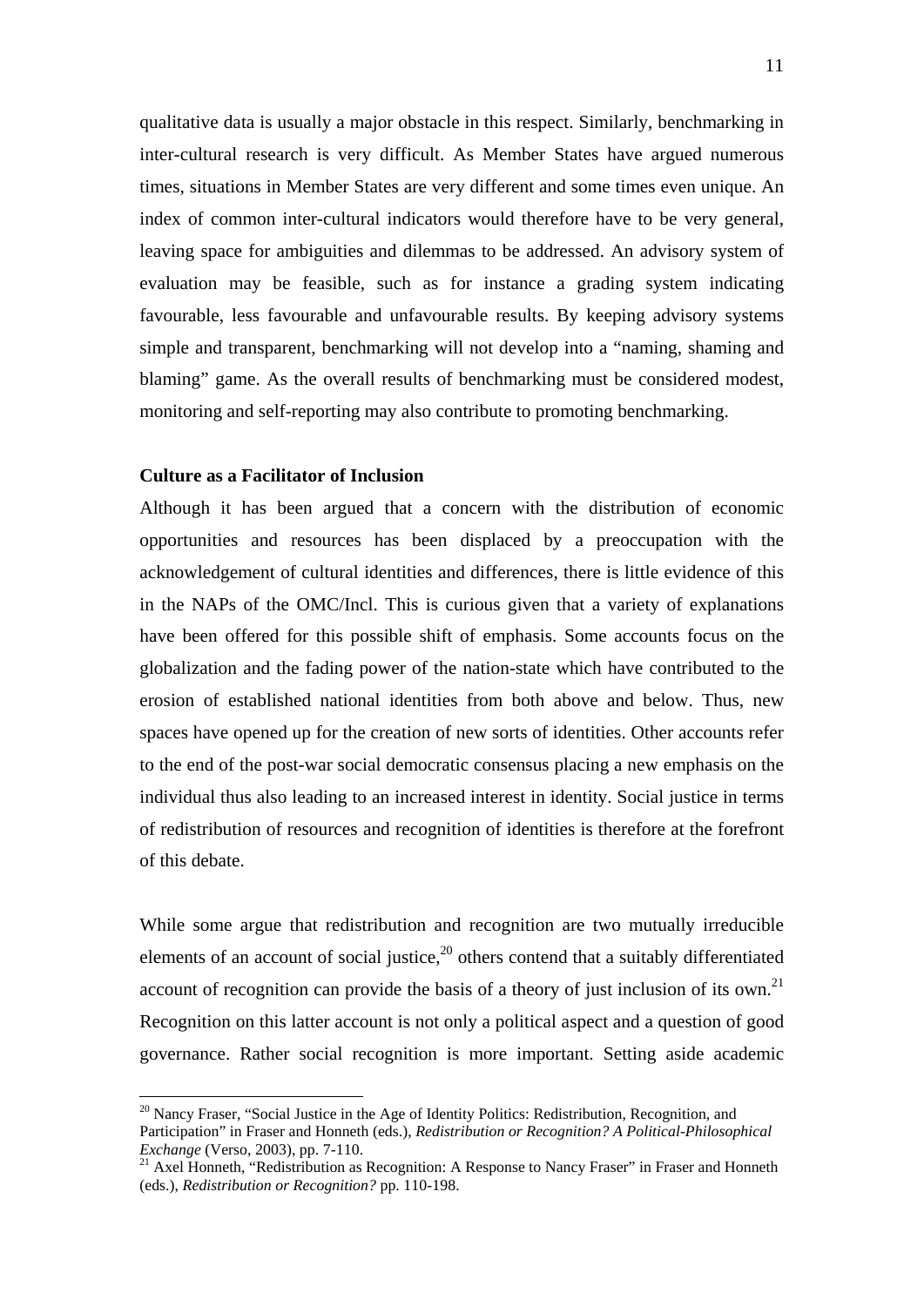qualitative data is usually a major obstacle in this respect. Similarly, benchmarking in inter-cultural research is very difficult. As Member States have argued numerous times, situations in Member States are very different and some times even unique. An index of common inter-cultural indicators would therefore have to be very general, leaving space for ambiguities and dilemmas to be addressed. An advisory system of evaluation may be feasible, such as for instance a grading system indicating favourable, less favourable and unfavourable results. By keeping advisory systems simple and transparent, benchmarking will not develop into a "naming, shaming and blaming" game. As the overall results of benchmarking must be considered modest, monitoring and self-reporting may also contribute to promoting benchmarking.

**Culture as a Facilitator of Inclusion**

Although it has been argued that a concern with the distribution of economic opportunities and resources has been displaced by a preoccupation with the acknowledgement of cultural identities and differences, there is little evidence of this in the NAPs of the OMC/Incl. This is curious given that a variety of explanations have been offered for this possible shift of emphasis. Some accounts focus on the globalization and the fading power of the nation-state which have contributed to the erosion of established national identities from both above and below. Thus, new spaces have opened up for the creation of new sorts of identities. Other accounts refer to the end of the post-war social democratic consensus placing a new emphasis on the individual thus also leading to an increased interest in identity. Social justice in terms of redistribution of resources and recognition of identities is therefore at the forefront of this debate.

While some argue that redistribution and recognition are two mutually irreducible elements of an account of social justice,[20] others contend that a suitably differentiated account of recognition can provide the basis of a theory of just inclusion of its own.[21] Recognition on this latter account is not only a political aspect and a question of good governance. Rather social recognition is more important. Setting aside academic

[20] Nancy Fraser, "Social Justice in the Age of Identity Politics: Redistribution, Recognition, and Participation" in Fraser and Honneth (eds.), *Redistribution or Recognition? A Political-Philosophical Exchange* (Verso, 2003), pp. 7-110.

[21] Axel Honneth, "Redistribution as Recognition: A Response to Nancy Fraser" in Fraser and Honneth (eds.), *Redistribution or Recognition?* pp. 110-198.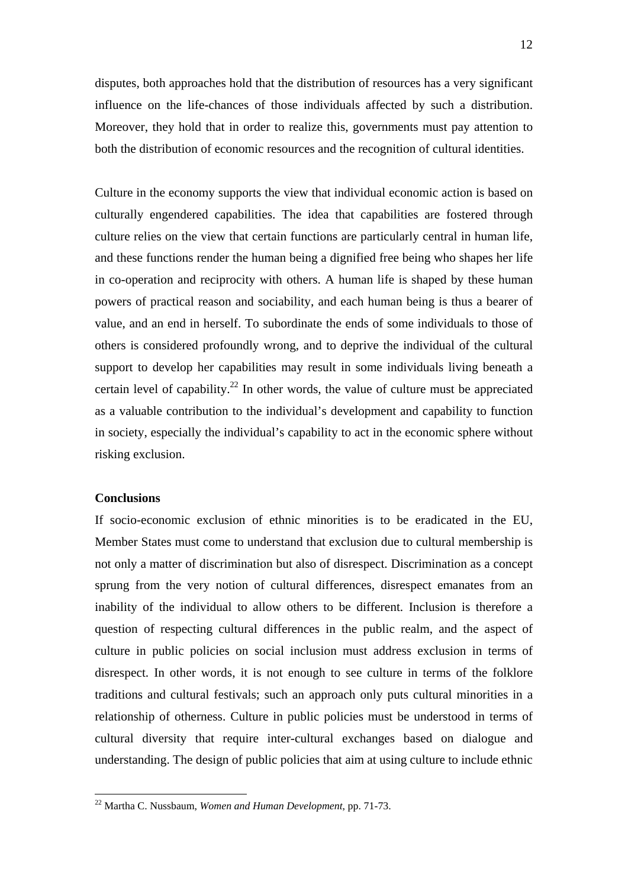disputes, both approaches hold that the distribution of resources has a very significant influence on the life-chances of those individuals affected by such a distribution. Moreover, they hold that in order to realize this, governments must pay attention to both the distribution of economic resources and the recognition of cultural identities.

Culture in the economy supports the view that individual economic action is based on culturally engendered capabilities. The idea that capabilities are fostered through culture relies on the view that certain functions are particularly central in human life, and these functions render the human being a dignified free being who shapes her life in co-operation and reciprocity with others. A human life is shaped by these human powers of practical reason and sociability, and each human being is thus a bearer of value, and an end in herself. To subordinate the ends of some individuals to those of others is considered profoundly wrong, and to deprive the individual of the cultural support to develop her capabilities may result in some individuals living beneath a certain level of capability.[22] In other words, the value of culture must be appreciated as a valuable contribution to the individual's development and capability to function in society, especially the individual's capability to act in the economic sphere without risking exclusion.

## Conclusions

If socio-economic exclusion of ethnic minorities is to be eradicated in the EU, Member States must come to understand that exclusion due to cultural membership is not only a matter of discrimination but also of disrespect. Discrimination as a concept sprung from the very notion of cultural differences, disrespect emanates from an inability of the individual to allow others to be different. Inclusion is therefore a question of respecting cultural differences in the public realm, and the aspect of culture in public policies on social inclusion must address exclusion in terms of disrespect. In other words, it is not enough to see culture in terms of the folklore traditions and cultural festivals; such an approach only puts cultural minorities in a relationship of otherness. Culture in public policies must be understood in terms of cultural diversity that require inter-cultural exchanges based on dialogue and understanding. The design of public policies that aim at using culture to include ethnic

---

[22] Martha C. Nussbaum, *Women and Human Development*, pp. 71-73.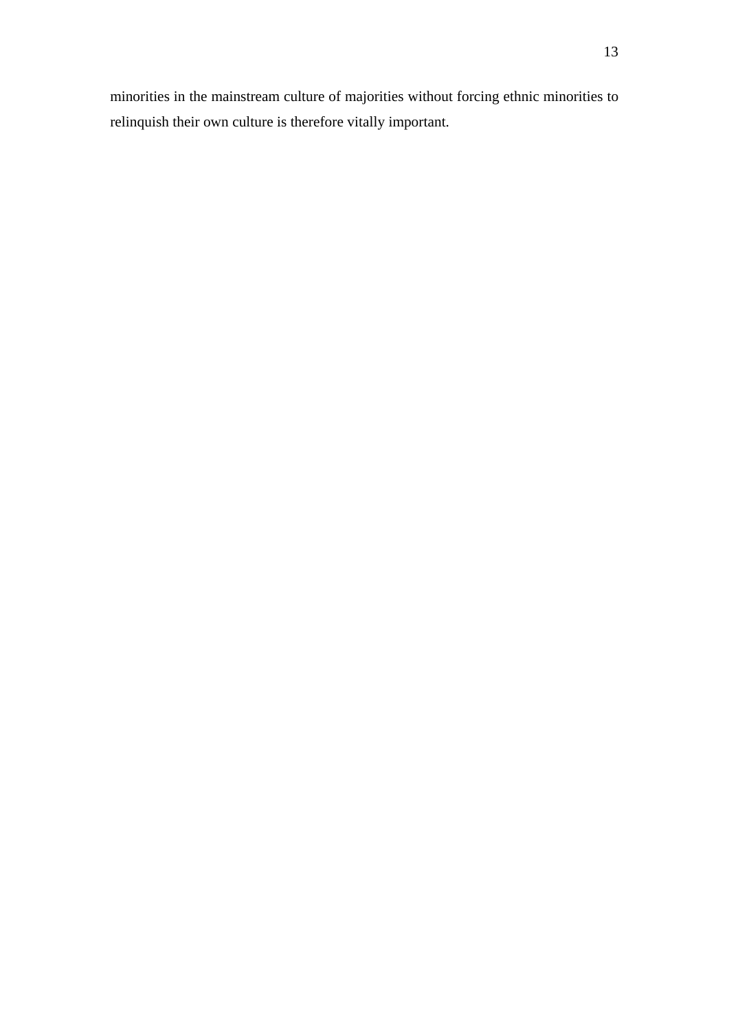minorities in the mainstream culture of majorities without forcing ethnic minorities to relinquish their own culture is therefore vitally important.